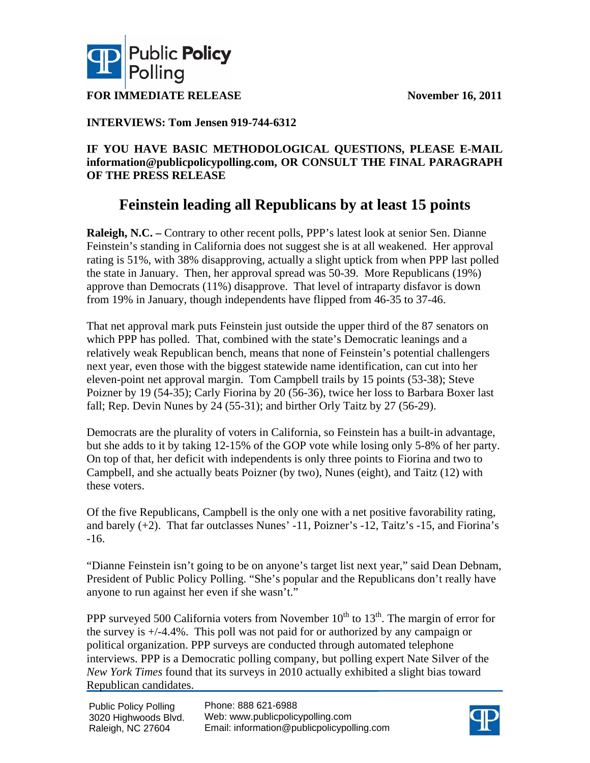Public Policy Polling

**FOR IMMEDIATE RELEASE** **November 16, 2011**

**INTERVIEWS: Tom Jensen 919-744-6312**

**IF YOU HAVE BASIC METHODOLOGICAL QUESTIONS, PLEASE E-MAIL information@publicpolicypolling.com, OR CONSULT THE FINAL PARAGRAPH OF THE PRESS RELEASE**

# Feinstein leading all Republicans by at least 15 points

**Raleigh, N.C. –** Contrary to other recent polls, PPP's latest look at senior Sen. Dianne Feinstein's standing in California does not suggest she is at all weakened. Her approval rating is 51%, with 38% disapproving, actually a slight uptick from when PPP last polled the state in January. Then, her approval spread was 50-39. More Republicans (19%) approve than Democrats (11%) disapprove. That level of intraparty disfavor is down from 19% in January, though independents have flipped from 46-35 to 37-46.

That net approval mark puts Feinstein just outside the upper third of the 87 senators on which PPP has polled. That, combined with the state's Democratic leanings and a relatively weak Republican bench, means that none of Feinstein's potential challengers next year, even those with the biggest statewide name identification, can cut into her eleven-point net approval margin. Tom Campbell trails by 15 points (53-38); Steve Poizner by 19 (54-35); Carly Fiorina by 20 (56-36), twice her loss to Barbara Boxer last fall; Rep. Devin Nunes by 24 (55-31); and birther Orly Taitz by 27 (56-29).

Democrats are the plurality of voters in California, so Feinstein has a built-in advantage, but she adds to it by taking 12-15% of the GOP vote while losing only 5-8% of her party. On top of that, her deficit with independents is only three points to Fiorina and two to Campbell, and she actually beats Poizner (by two), Nunes (eight), and Taitz (12) with these voters.

Of the five Republicans, Campbell is the only one with a net positive favorability rating, and barely (+2). That far outclasses Nunes' -11, Poizner's -12, Taitz's -15, and Fiorina's -16.

"Dianne Feinstein isn't going to be on anyone's target list next year," said Dean Debnam, President of Public Policy Polling. "She's popular and the Republicans don't really have anyone to run against her even if she wasn't."

PPP surveyed 500 California voters from November 10th to 13th. The margin of error for the survey is +/-4.4%. This poll was not paid for or authorized by any campaign or political organization. PPP surveys are conducted through automated telephone interviews. PPP is a Democratic polling company, but polling expert Nate Silver of the *New York Times* found that its surveys in 2010 actually exhibited a slight bias toward Republican candidates.

Public Policy Polling
3020 Highwoods Blvd.
Raleigh, NC 27604

Phone: 888 621-6988
Web: www.publicpolicypolling.com
Email: information@publicpolicypolling.com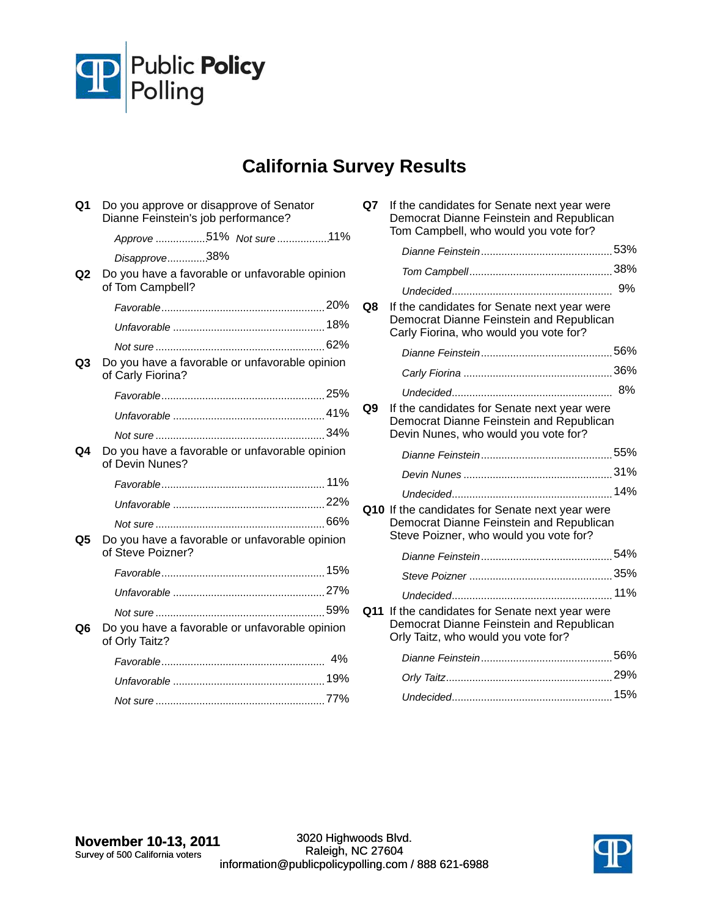# California Survey Results

**Q1** Do you approve or disapprove of Senator Dianne Feinstein's job performance?

| | |
|---|---|
| *Approve* | 51% |
| *Disapprove* | 38% |
| *Not sure* | 11% |

**Q2** Do you have a favorable or unfavorable opinion of Tom Campbell?

| | |
|---|---|
| *Favorable* | 20% |
| *Unfavorable* | 18% |
| *Not sure* | 62% |

**Q3** Do you have a favorable or unfavorable opinion of Carly Fiorina?

| | |
|---|---|
| *Favorable* | 25% |
| *Unfavorable* | 41% |
| *Not sure* | 34% |

**Q4** Do you have a favorable or unfavorable opinion of Devin Nunes?

| | |
|---|---|
| *Favorable* | 11% |
| *Unfavorable* | 22% |
| *Not sure* | 66% |

**Q5** Do you have a favorable or unfavorable opinion of Steve Poizner?

| | |
|---|---|
| *Favorable* | 15% |
| *Unfavorable* | 27% |
| *Not sure* | 59% |

**Q6** Do you have a favorable or unfavorable opinion of Orly Taitz?

| | |
|---|---|
| *Favorable* | 4% |
| *Unfavorable* | 19% |
| *Not sure* | 77% |

**Q7** If the candidates for Senate next year were Democrat Dianne Feinstein and Republican Tom Campbell, who would you vote for?

| | |
|---|---|
| *Dianne Feinstein* | 53% |
| *Tom Campbell* | 38% |
| *Undecided* | 9% |

**Q8** If the candidates for Senate next year were Democrat Dianne Feinstein and Republican Carly Fiorina, who would you vote for?

| | |
|---|---|
| *Dianne Feinstein* | 56% |
| *Carly Fiorina* | 36% |
| *Undecided* | 8% |

**Q9** If the candidates for Senate next year were Democrat Dianne Feinstein and Republican Devin Nunes, who would you vote for?

| | |
|---|---|
| *Dianne Feinstein* | 55% |
| *Devin Nunes* | 31% |
| *Undecided* | 14% |

**Q10** If the candidates for Senate next year were Democrat Dianne Feinstein and Republican Steve Poizner, who would you vote for?

| | |
|---|---|
| *Dianne Feinstein* | 54% |
| *Steve Poizner* | 35% |
| *Undecided* | 11% |

**Q11** If the candidates for Senate next year were Democrat Dianne Feinstein and Republican Orly Taitz, who would you vote for?

| | |
|---|---|
| *Dianne Feinstein* | 56% |
| *Orly Taitz* | 29% |
| *Undecided* | 15% |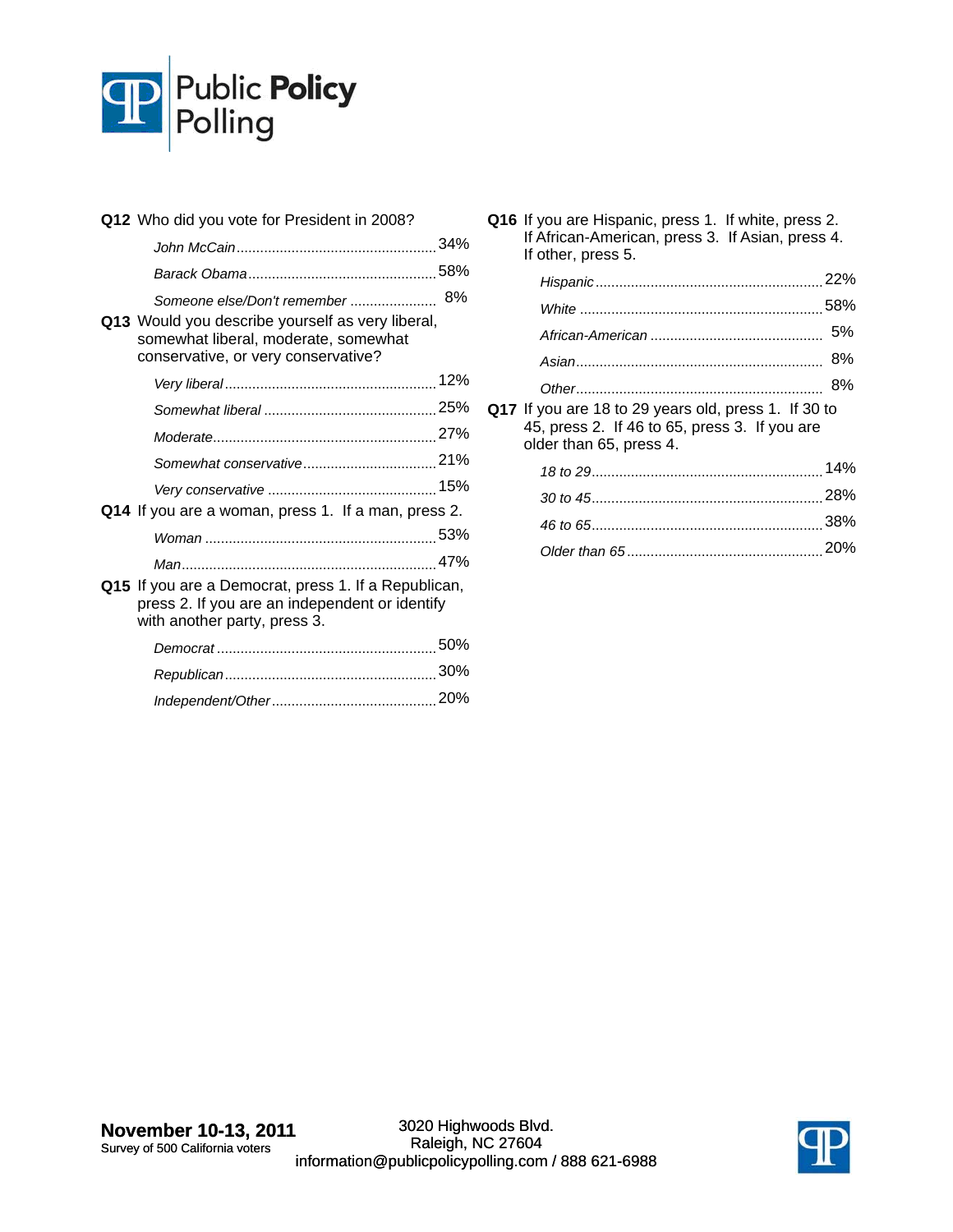**Q12** Who did you vote for President in 2008?

| | |
|---|---|
| *John McCain* | 34% |
| *Barack Obama* | 58% |
| *Someone else/Don't remember* | 8% |

**Q13** Would you describe yourself as very liberal, somewhat liberal, moderate, somewhat conservative, or very conservative?

| | |
|---|---|
| *Very liberal* | 12% |
| *Somewhat liberal* | 25% |
| *Moderate* | 27% |
| *Somewhat conservative* | 21% |
| *Very conservative* | 15% |

**Q14** If you are a woman, press 1. If a man, press 2.

| | |
|---|---|
| *Woman* | 53% |
| *Man* | 47% |

**Q15** If you are a Democrat, press 1. If a Republican, press 2. If you are an independent or identify with another party, press 3.

| | |
|---|---|
| *Democrat* | 50% |
| *Republican* | 30% |
| *Independent/Other* | 20% |

**Q16** If you are Hispanic, press 1. If white, press 2. If African-American, press 3. If Asian, press 4. If other, press 5.

| | |
|---|---|
| *Hispanic* | 22% |
| *White* | 58% |
| *African-American* | 5% |
| *Asian* | 8% |
| *Other* | 8% |

**Q17** If you are 18 to 29 years old, press 1. If 30 to 45, press 2. If 46 to 65, press 3. If you are older than 65, press 4.

| | |
|---|---|
| *18 to 29* | 14% |
| *30 to 45* | 28% |
| *46 to 65* | 38% |
| *Older than 65* | 20% |

**November 10-13, 2011**
Survey of 500 California voters

3020 Highwoods Blvd.
Raleigh, NC 27604
information@publicpolicypolling.com / 888 621-6988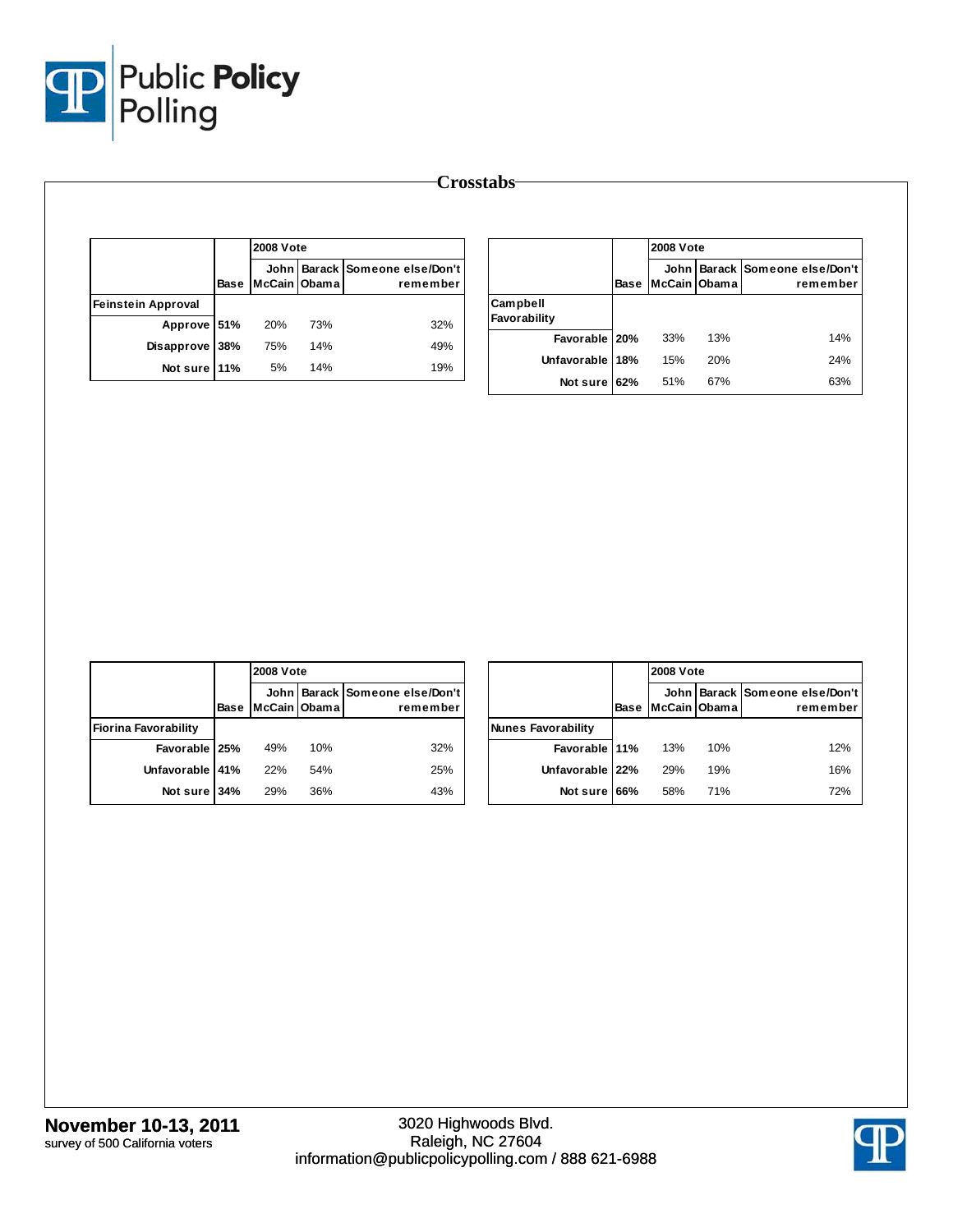# Crosstabs

| | Base | 2008 Vote John McCain | Barack Obama | Someone else/Don't remember |
|---|---|---|---|---|
| **Feinstein Approval** | | | | |
| Approve | 51% | 20% | 73% | 32% |
| Disapprove | 38% | 75% | 14% | 49% |
| Not sure | 11% | 5% | 14% | 19% |

| | Base | 2008 Vote John McCain | Barack Obama | Someone else/Don't remember |
|---|---|---|---|---|
| **Campbell Favorability** | | | | |
| Favorable | 20% | 33% | 13% | 14% |
| Unfavorable | 18% | 15% | 20% | 24% |
| Not sure | 62% | 51% | 67% | 63% |

| | Base | 2008 Vote John McCain | Barack Obama | Someone else/Don't remember |
|---|---|---|---|---|
| **Fiorina Favorability** | | | | |
| Favorable | 25% | 49% | 10% | 32% |
| Unfavorable | 41% | 22% | 54% | 25% |
| Not sure | 34% | 29% | 36% | 43% |

| | Base | 2008 Vote John McCain | Barack Obama | Someone else/Don't remember |
|---|---|---|---|---|
| **Nunes Favorability** | | | | |
| Favorable | 11% | 13% | 10% | 12% |
| Unfavorable | 22% | 29% | 19% | 16% |
| Not sure | 66% | 58% | 71% | 72% |

**November 10-13, 2011**
survey of 500 California voters

3020 Highwoods Blvd.
Raleigh, NC 27604
information@publicpolicypolling.com / 888 621-6988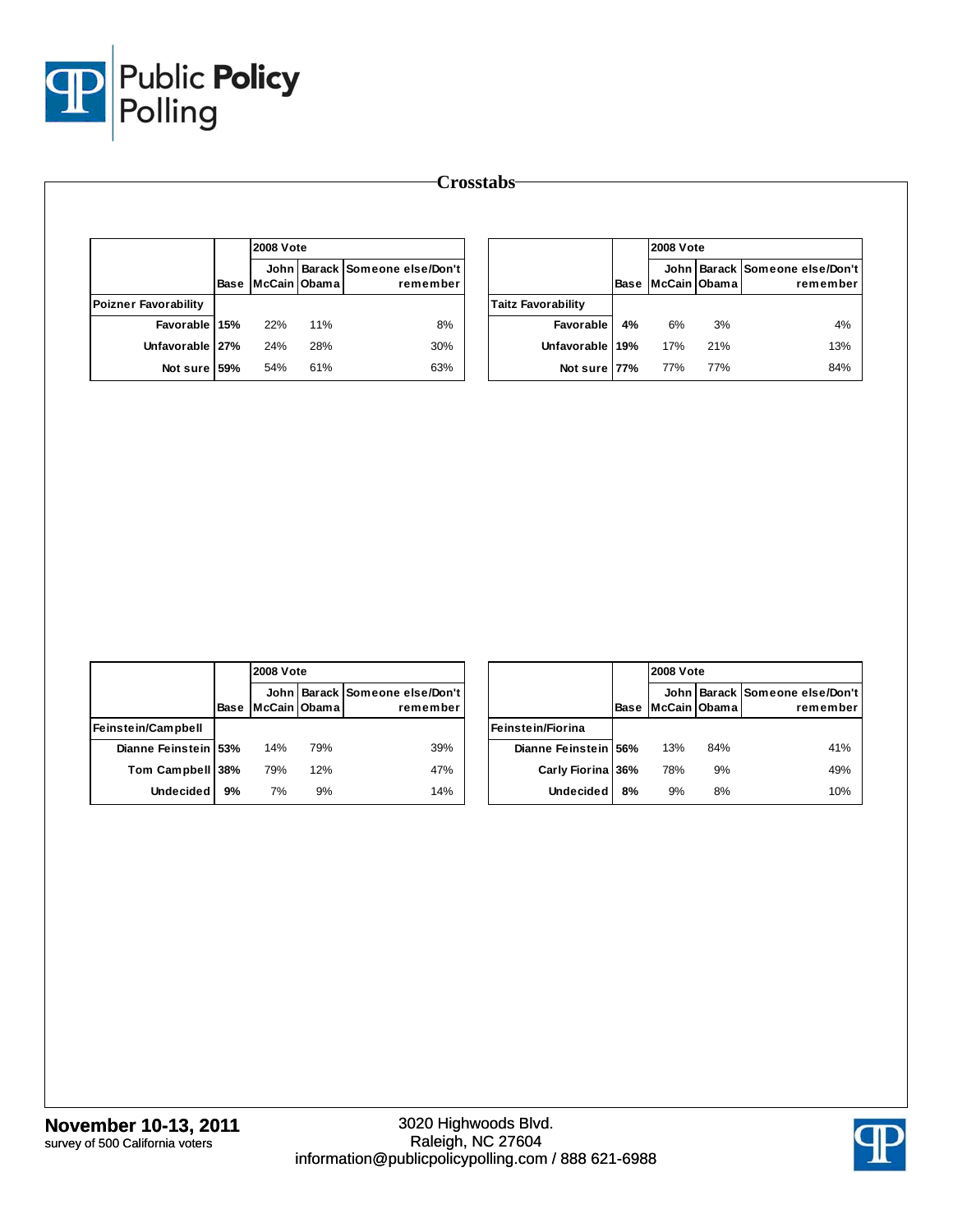# Crosstabs

| | Base | 2008 Vote | | |
|---|---|---|---|---|
| | | John McCain | Barack Obama | Someone else/Don't remember |
| **Poizner Favorability** | | | | |
| Favorable | 15% | 22% | 11% | 8% |
| Unfavorable | 27% | 24% | 28% | 30% |
| Not sure | 59% | 54% | 61% | 63% |

| | Base | 2008 Vote | | |
|---|---|---|---|---|
| | | John McCain | Barack Obama | Someone else/Don't remember |
| **Taitz Favorability** | | | | |
| Favorable | 4% | 6% | 3% | 4% |
| Unfavorable | 19% | 17% | 21% | 13% |
| Not sure | 77% | 77% | 77% | 84% |

| | Base | 2008 Vote | | |
|---|---|---|---|---|
| | | John McCain | Barack Obama | Someone else/Don't remember |
| **Feinstein/Campbell** | | | | |
| Dianne Feinstein | 53% | 14% | 79% | 39% |
| Tom Campbell | 38% | 79% | 12% | 47% |
| Undecided | 9% | 7% | 9% | 14% |

| | Base | 2008 Vote | | |
|---|---|---|---|---|
| | | John McCain | Barack Obama | Someone else/Don't remember |
| **Feinstein/Fiorina** | | | | |
| Dianne Feinstein | 56% | 13% | 84% | 41% |
| Carly Fiorina | 36% | 78% | 9% | 49% |
| Undecided | 8% | 9% | 8% | 10% |

**November 10-13, 2011**
survey of 500 California voters

3020 Highwoods Blvd.
Raleigh, NC 27604
information@publicpolicypolling.com / 888 621-6988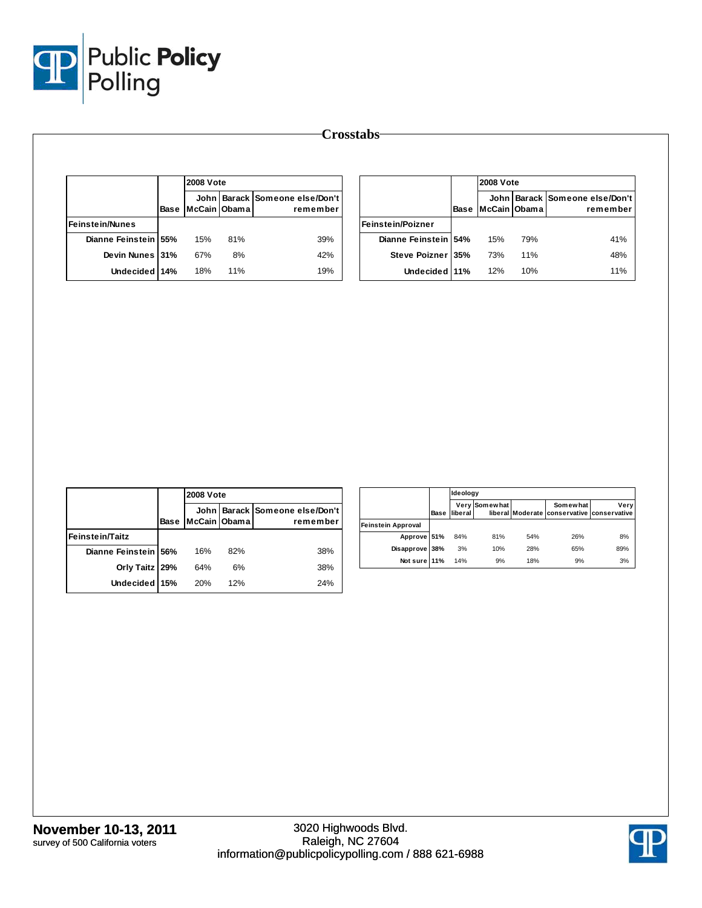# Crosstabs

| | Base | 2008 Vote: John McCain | 2008 Vote: Barack Obama | 2008 Vote: Someone else/Don't remember |
|---|---|---|---|---|
| **Feinstein/Nunes** | | | | |
| Dianne Feinstein | **55%** | 15% | 81% | 39% |
| Devin Nunes | **31%** | 67% | 8% | 42% |
| Undecided | **14%** | 18% | 11% | 19% |

| | Base | 2008 Vote: John McCain | 2008 Vote: Barack Obama | 2008 Vote: Someone else/Don't remember |
|---|---|---|---|---|
| **Feinstein/Poizner** | | | | |
| Dianne Feinstein | **54%** | 15% | 79% | 41% |
| Steve Poizner | **35%** | 73% | 11% | 48% |
| Undecided | **11%** | 12% | 10% | 11% |

| | Base | 2008 Vote: John McCain | 2008 Vote: Barack Obama | 2008 Vote: Someone else/Don't remember |
|---|---|---|---|---|
| **Feinstein/Taitz** | | | | |
| Dianne Feinstein | **56%** | 16% | 82% | 38% |
| Orly Taitz | **29%** | 64% | 6% | 38% |
| Undecided | **15%** | 20% | 12% | 24% |

| | Base | Ideology: Very liberal | Ideology: Somewhat liberal | Ideology: Moderate | Ideology: Somewhat conservative | Ideology: Very conservative |
|---|---|---|---|---|---|---|
| **Feinstein Approval** | | | | | | |
| Approve | **51%** | 84% | 81% | 54% | 26% | 8% |
| Disapprove | **38%** | 3% | 10% | 28% | 65% | 89% |
| Not sure | **11%** | 14% | 9% | 18% | 9% | 3% |

**November 10-13, 2011**
survey of 500 California voters

3020 Highwoods Blvd.
Raleigh, NC 27604
information@publicpolicypolling.com / 888 621-6988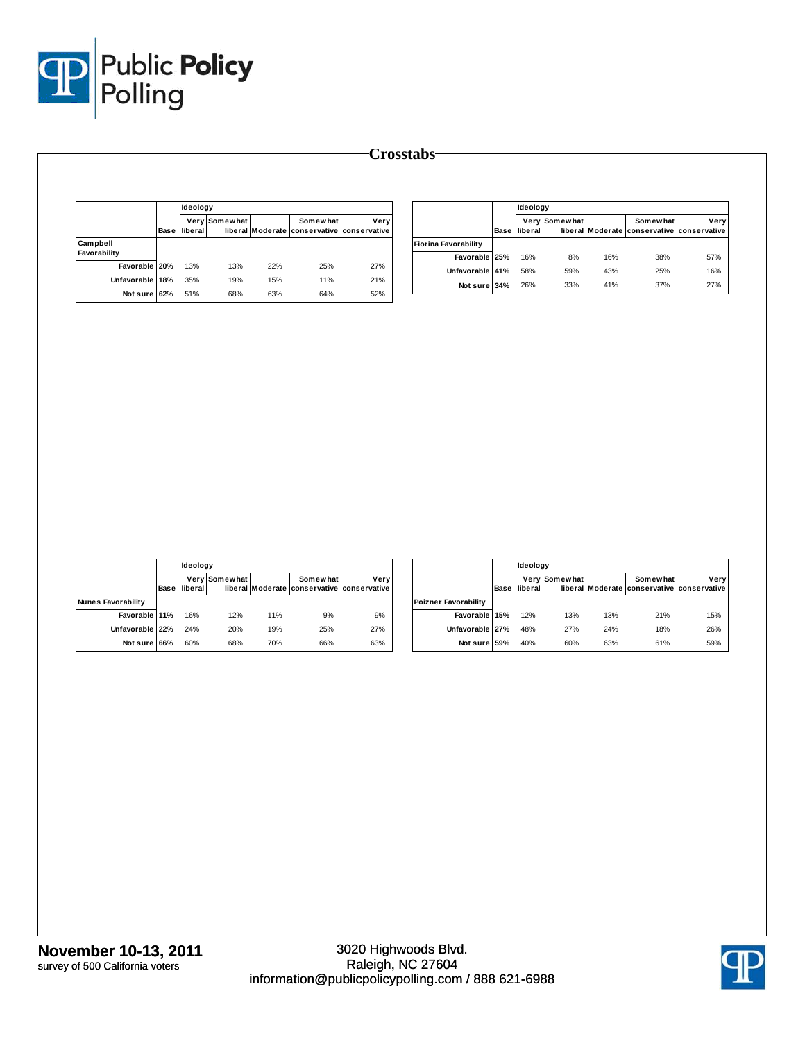## Crosstabs

| | Base | Ideology Very liberal | Somewhat liberal | Moderate | Somewhat conservative | Very conservative |
|---|---|---|---|---|---|---|
| **Campbell Favorability** | | | | | | |
| Favorable | 20% | 13% | 13% | 22% | 25% | 27% |
| Unfavorable | 18% | 35% | 19% | 15% | 11% | 21% |
| Not sure | 62% | 51% | 68% | 63% | 64% | 52% |

| | Base | Ideology Very liberal | Somewhat liberal | Moderate | Somewhat conservative | Very conservative |
|---|---|---|---|---|---|---|
| **Fiorina Favorability** | | | | | | |
| Favorable | 25% | 16% | 8% | 16% | 38% | 57% |
| Unfavorable | 41% | 58% | 59% | 43% | 25% | 16% |
| Not sure | 34% | 26% | 33% | 41% | 37% | 27% |

| | Base | Ideology Very liberal | Somewhat liberal | Moderate | Somewhat conservative | Very conservative |
|---|---|---|---|---|---|---|
| **Nunes Favorability** | | | | | | |
| Favorable | 11% | 16% | 12% | 11% | 9% | 9% |
| Unfavorable | 22% | 24% | 20% | 19% | 25% | 27% |
| Not sure | 66% | 60% | 68% | 70% | 66% | 63% |

| | Base | Ideology Very liberal | Somewhat liberal | Moderate | Somewhat conservative | Very conservative |
|---|---|---|---|---|---|---|
| **Poizner Favorability** | | | | | | |
| Favorable | 15% | 12% | 13% | 13% | 21% | 15% |
| Unfavorable | 27% | 48% | 27% | 24% | 18% | 26% |
| Not sure | 59% | 40% | 60% | 63% | 61% | 59% |

**November 10-13, 2011**
survey of 500 California voters

3020 Highwoods Blvd.
Raleigh, NC 27604
information@publicpolicypolling.com / 888 621-6988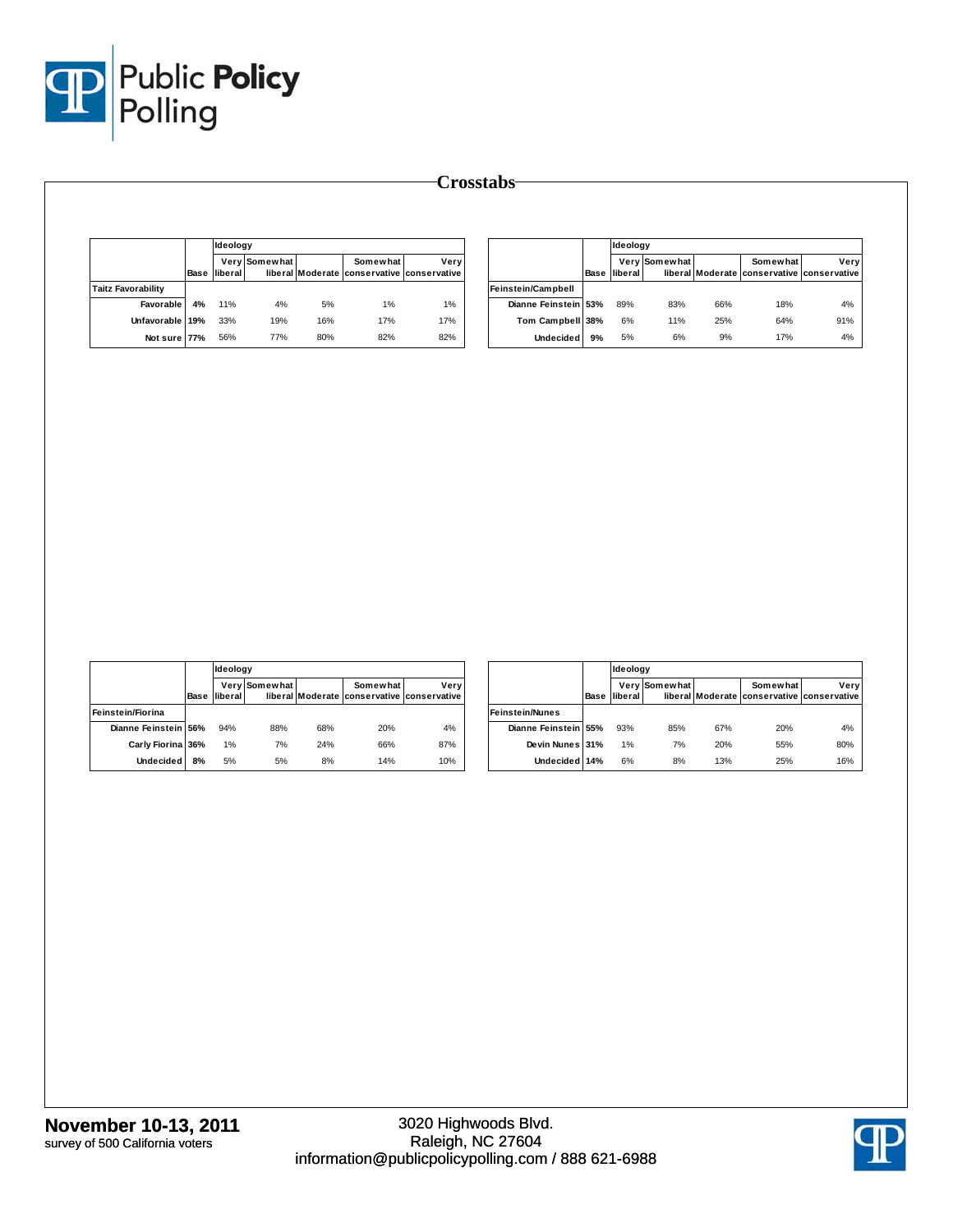# Crosstabs

| | Base | Ideology Very liberal | Somewhat liberal | Moderate | Somewhat conservative | Very conservative |
|---|---|---|---|---|---|---|
| **Taitz Favorability** | | | | | | |
| Favorable | 4% | 11% | 4% | 5% | 1% | 1% |
| Unfavorable | 19% | 33% | 19% | 16% | 17% | 17% |
| Not sure | 77% | 56% | 77% | 80% | 82% | 82% |

| | Base | Ideology Very liberal | Somewhat liberal | Moderate | Somewhat conservative | Very conservative |
|---|---|---|---|---|---|---|
| **Feinstein/Campbell** | | | | | | |
| Dianne Feinstein | 53% | 89% | 83% | 66% | 18% | 4% |
| Tom Campbell | 38% | 6% | 11% | 25% | 64% | 91% |
| Undecided | 9% | 5% | 6% | 9% | 17% | 4% |

| | Base | Ideology Very liberal | Somewhat liberal | Moderate | Somewhat conservative | Very conservative |
|---|---|---|---|---|---|---|
| **Feinstein/Fiorina** | | | | | | |
| Dianne Feinstein | 56% | 94% | 88% | 68% | 20% | 4% |
| Carly Fiorina | 36% | 1% | 7% | 24% | 66% | 87% |
| Undecided | 8% | 5% | 5% | 8% | 14% | 10% |

| | Base | Ideology Very liberal | Somewhat liberal | Moderate | Somewhat conservative | Very conservative |
|---|---|---|---|---|---|---|
| **Feinstein/Nunes** | | | | | | |
| Dianne Feinstein | 55% | 93% | 85% | 67% | 20% | 4% |
| Devin Nunes | 31% | 1% | 7% | 20% | 55% | 80% |
| Undecided | 14% | 6% | 8% | 13% | 25% | 16% |

**November 10-13, 2011**
survey of 500 California voters

3020 Highwoods Blvd.
Raleigh, NC 27604
information@publicpolicypolling.com / 888 621-6988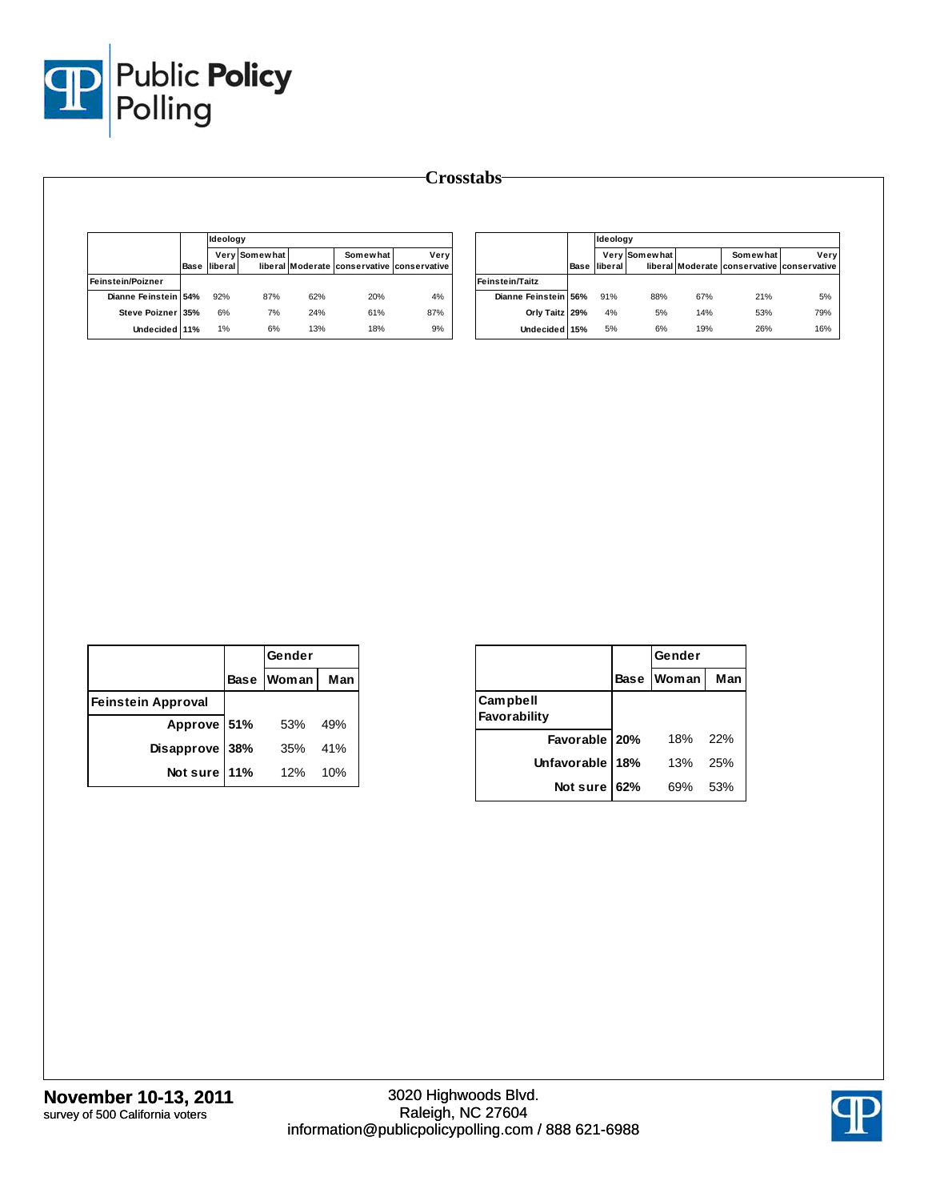## Crosstabs

| | Base | Ideology | | | | |
|---|---|---|---|---|---|---|
| | | Very liberal | Somewhat liberal | Moderate | Somewhat conservative | Very conservative |
| **Feinstein/Poizner** | | | | | | |
| Dianne Feinstein | 54% | 92% | 87% | 62% | 20% | 4% |
| Steve Poizner | 35% | 6% | 7% | 24% | 61% | 87% |
| Undecided | 11% | 1% | 6% | 13% | 18% | 9% |

| | Base | Ideology | | | | |
|---|---|---|---|---|---|---|
| | | Very liberal | Somewhat liberal | Moderate | Somewhat conservative | Very conservative |
| **Feinstein/Taitz** | | | | | | |
| Dianne Feinstein | 56% | 91% | 88% | 67% | 21% | 5% |
| Orly Taitz | 29% | 4% | 5% | 14% | 53% | 79% |
| Undecided | 15% | 5% | 6% | 19% | 26% | 16% |

| | Base | Gender | |
|---|---|---|---|
| | | Woman | Man |
| **Feinstein Approval** | | | |
| Approve | 51% | 53% | 49% |
| Disapprove | 38% | 35% | 41% |
| Not sure | 11% | 12% | 10% |

| | Base | Gender | |
|---|---|---|---|
| | | Woman | Man |
| **Campbell Favorability** | | | |
| Favorable | 20% | 18% | 22% |
| Unfavorable | 18% | 13% | 25% |
| Not sure | 62% | 69% | 53% |

**November 10-13, 2011**
survey of 500 California voters

3020 Highwoods Blvd.
Raleigh, NC 27604
information@publicpolicypolling.com / 888 621-6988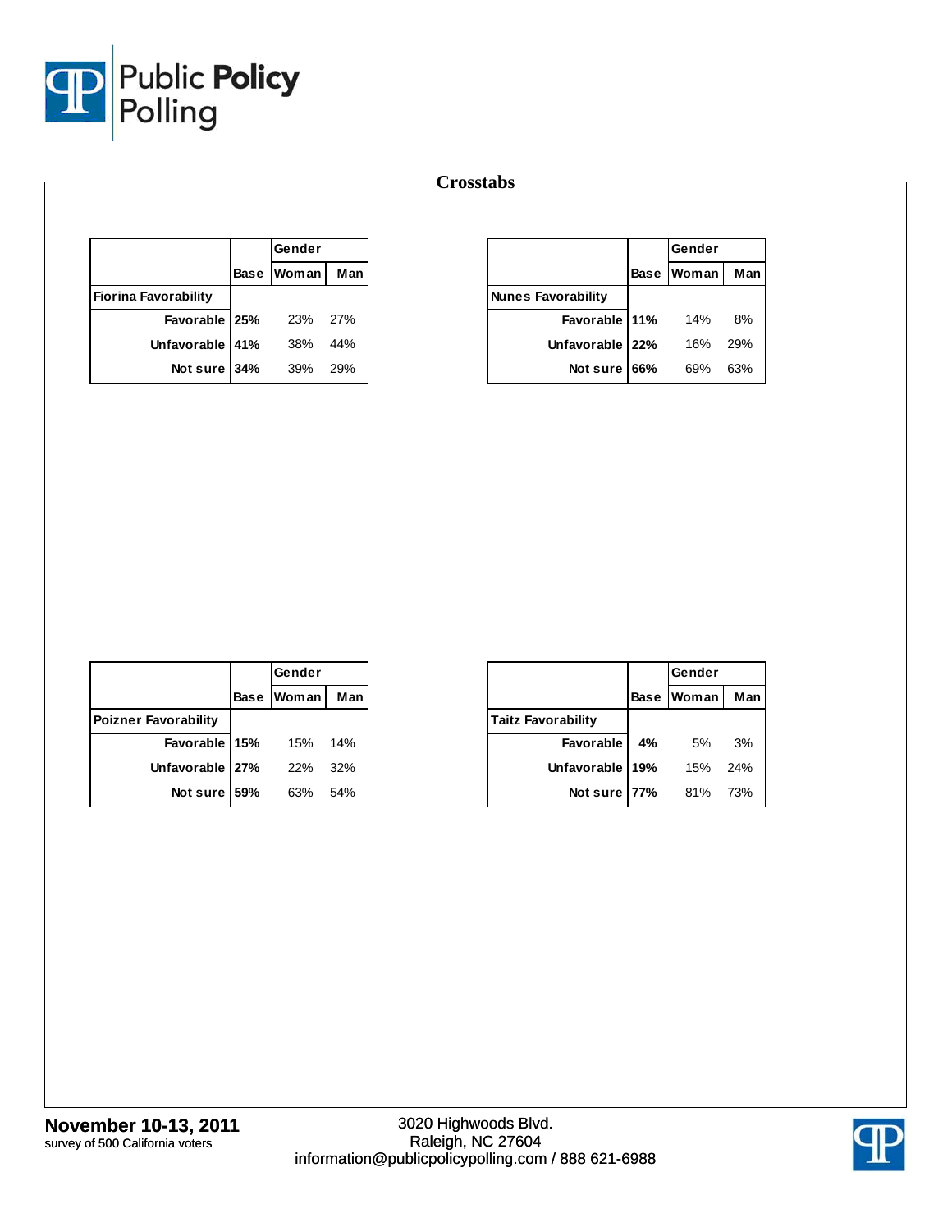# Crosstabs

| | Base | Gender | |
|---|---|---|---|
| | | Woman | Man |
| **Fiorina Favorability** | | | |
| Favorable | **25%** | 23% | 27% |
| Unfavorable | **41%** | 38% | 44% |
| Not sure | **34%** | 39% | 29% |

| | Base | Gender | |
|---|---|---|---|
| | | Woman | Man |
| **Nunes Favorability** | | | |
| Favorable | **11%** | 14% | 8% |
| Unfavorable | **22%** | 16% | 29% |
| Not sure | **66%** | 69% | 63% |

| | Base | Gender | |
|---|---|---|---|
| | | Woman | Man |
| **Poizner Favorability** | | | |
| Favorable | **15%** | 15% | 14% |
| Unfavorable | **27%** | 22% | 32% |
| Not sure | **59%** | 63% | 54% |

| | Base | Gender | |
|---|---|---|---|
| | | Woman | Man |
| **Taitz Favorability** | | | |
| Favorable | **4%** | 5% | 3% |
| Unfavorable | **19%** | 15% | 24% |
| Not sure | **77%** | 81% | 73% |

**November 10-13, 2011**
survey of 500 California voters

3020 Highwoods Blvd.
Raleigh, NC 27604
information@publicpolicypolling.com / 888 621-6988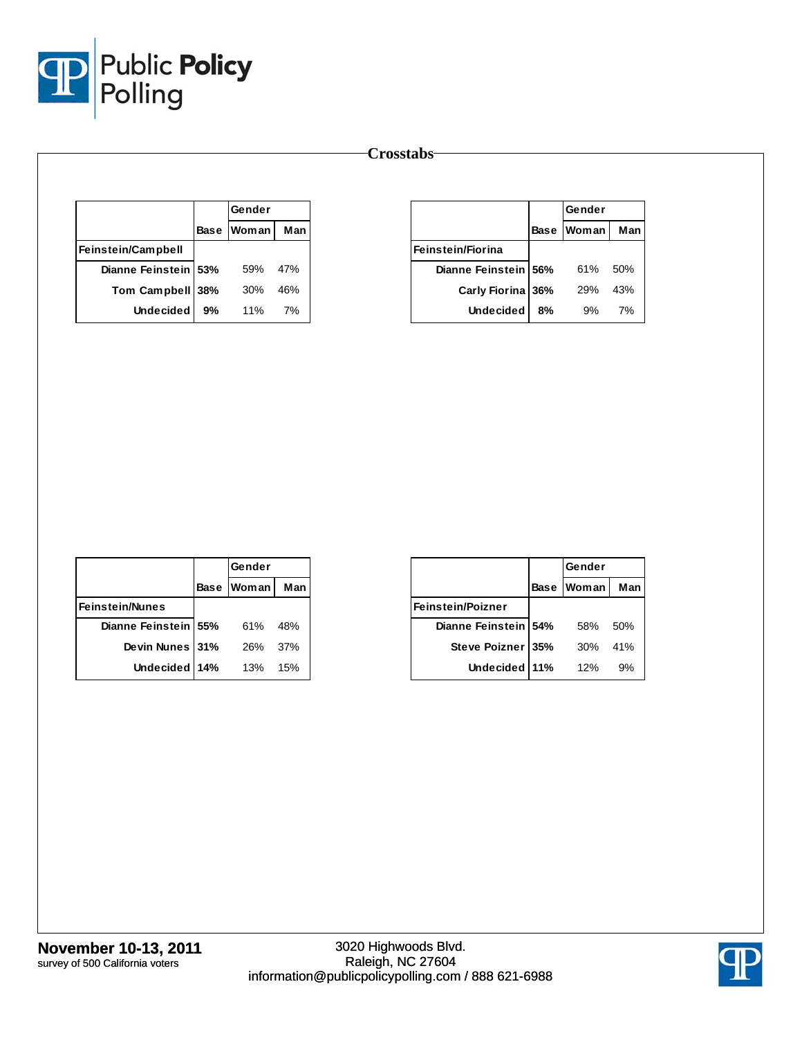## Crosstabs

| | Base | Gender | |
|---|---|---|---|
| | | Woman | Man |
| **Feinstein/Campbell** | | | |
| Dianne Feinstein | **53%** | 59% | 47% |
| Tom Campbell | **38%** | 30% | 46% |
| Undecided | **9%** | 11% | 7% |

| | Base | Gender | |
|---|---|---|---|
| | | Woman | Man |
| **Feinstein/Fiorina** | | | |
| Dianne Feinstein | **56%** | 61% | 50% |
| Carly Fiorina | **36%** | 29% | 43% |
| Undecided | **8%** | 9% | 7% |

| | Base | Gender | |
|---|---|---|---|
| | | Woman | Man |
| **Feinstein/Nunes** | | | |
| Dianne Feinstein | **55%** | 61% | 48% |
| Devin Nunes | **31%** | 26% | 37% |
| Undecided | **14%** | 13% | 15% |

| | Base | Gender | |
|---|---|---|---|
| | | Woman | Man |
| **Feinstein/Poizner** | | | |
| Dianne Feinstein | **54%** | 58% | 50% |
| Steve Poizner | **35%** | 30% | 41% |
| Undecided | **11%** | 12% | 9% |

**November 10-13, 2011**
survey of 500 California voters

3020 Highwoods Blvd.
Raleigh, NC 27604
information@publicpolicypolling.com / 888 621-6988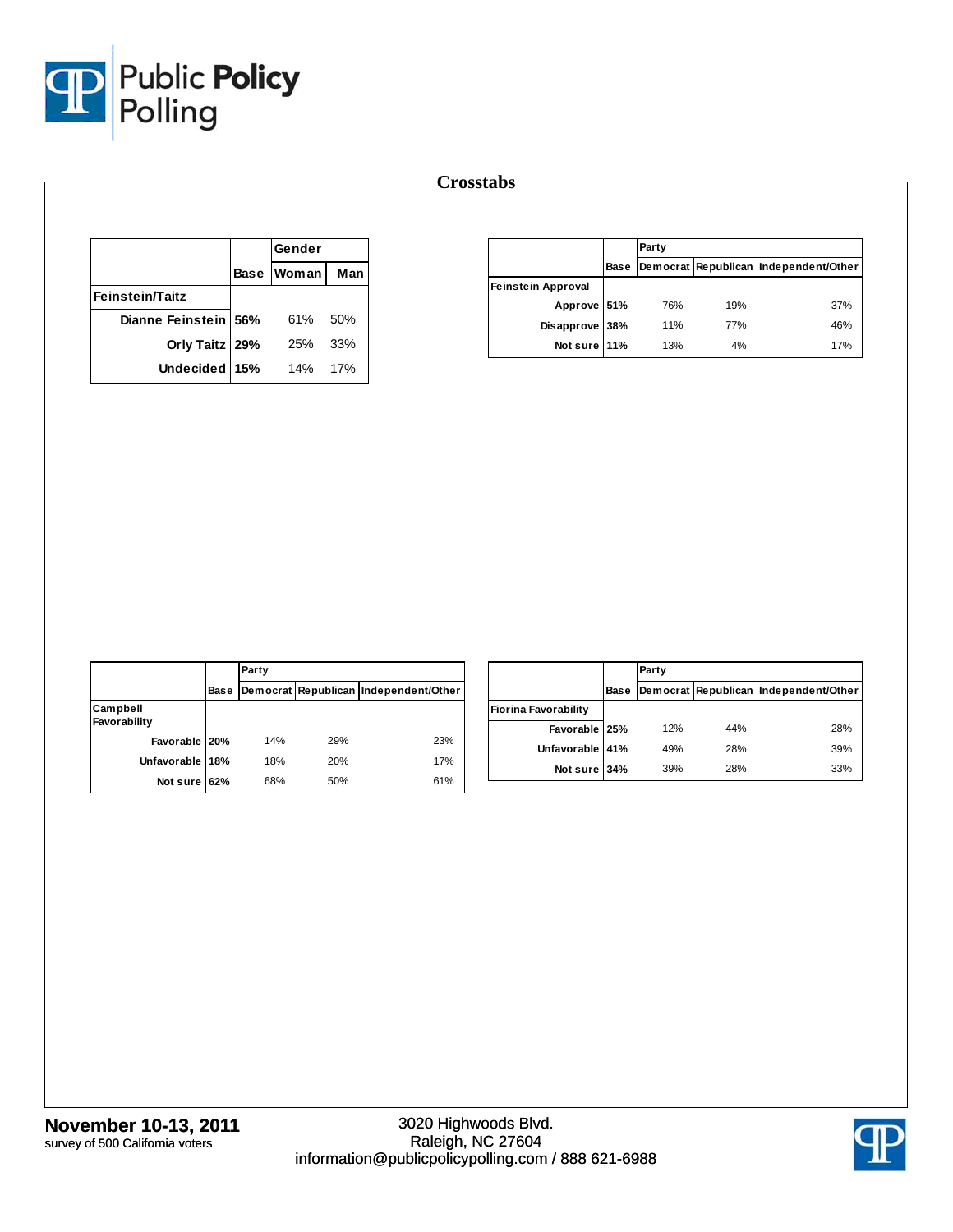## Crosstabs

| | | Gender | |
|---|---|---|---|
| | Base | Woman | Man |
| **Feinstein/Taitz** | | | |
| Dianne Feinstein | 56% | 61% | 50% |
| Orly Taitz | 29% | 25% | 33% |
| Undecided | 15% | 14% | 17% |

| | | Party | | |
|---|---|---|---|---|
| | Base | Democrat | Republican | Independent/Other |
| **Feinstein Approval** | | | | |
| Approve | 51% | 76% | 19% | 37% |
| Disapprove | 38% | 11% | 77% | 46% |
| Not sure | 11% | 13% | 4% | 17% |

| | | Party | | |
|---|---|---|---|---|
| | Base | Democrat | Republican | Independent/Other |
| **Campbell Favorability** | | | | |
| Favorable | 20% | 14% | 29% | 23% |
| Unfavorable | 18% | 18% | 20% | 17% |
| Not sure | 62% | 68% | 50% | 61% |

| | | Party | | |
|---|---|---|---|---|
| | Base | Democrat | Republican | Independent/Other |
| **Fiorina Favorability** | | | | |
| Favorable | 25% | 12% | 44% | 28% |
| Unfavorable | 41% | 49% | 28% | 39% |
| Not sure | 34% | 39% | 28% | 33% |

**November 10-13, 2011**
survey of 500 California voters

3020 Highwoods Blvd.
Raleigh, NC 27604
information@publicpolicypolling.com / 888 621-6988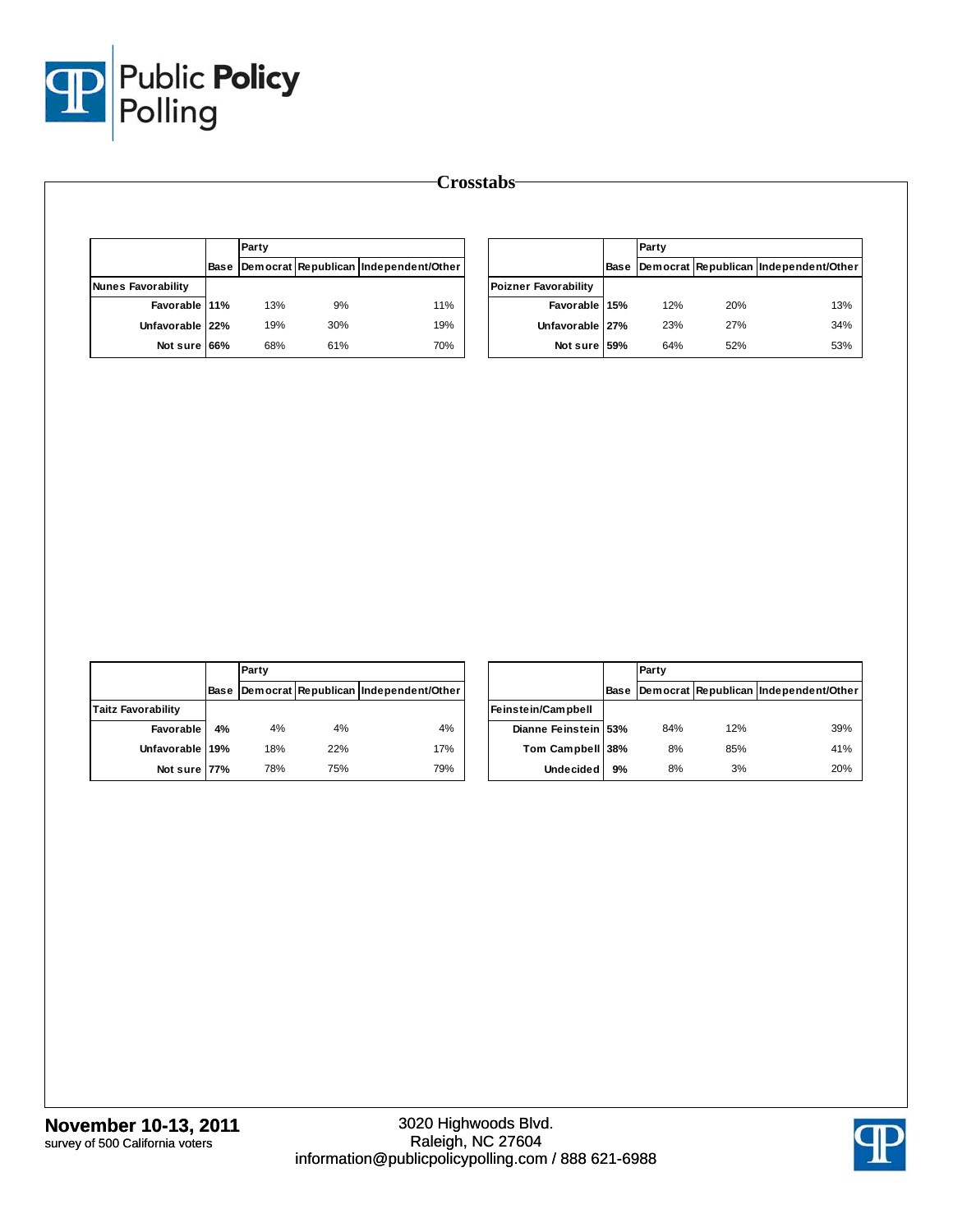## Crosstabs

| | Base | Party | | |
|---|---|---|---|---|
| | | Democrat | Republican | Independent/Other |
| **Nunes Favorability** | | | | |
| Favorable | 11% | 13% | 9% | 11% |
| Unfavorable | 22% | 19% | 30% | 19% |
| Not sure | 66% | 68% | 61% | 70% |

| | Base | Party | | |
|---|---|---|---|---|
| | | Democrat | Republican | Independent/Other |
| **Poizner Favorability** | | | | |
| Favorable | 15% | 12% | 20% | 13% |
| Unfavorable | 27% | 23% | 27% | 34% |
| Not sure | 59% | 64% | 52% | 53% |

| | Base | Party | | |
|---|---|---|---|---|
| | | Democrat | Republican | Independent/Other |
| **Taitz Favorability** | | | | |
| Favorable | 4% | 4% | 4% | 4% |
| Unfavorable | 19% | 18% | 22% | 17% |
| Not sure | 77% | 78% | 75% | 79% |

| | Base | Party | | |
|---|---|---|---|---|
| | | Democrat | Republican | Independent/Other |
| **Feinstein/Campbell** | | | | |
| Dianne Feinstein | 53% | 84% | 12% | 39% |
| Tom Campbell | 38% | 8% | 85% | 41% |
| Undecided | 9% | 8% | 3% | 20% |

**November 10-13, 2011**
survey of 500 California voters

3020 Highwoods Blvd.
Raleigh, NC 27604
information@publicpolicypolling.com / 888 621-6988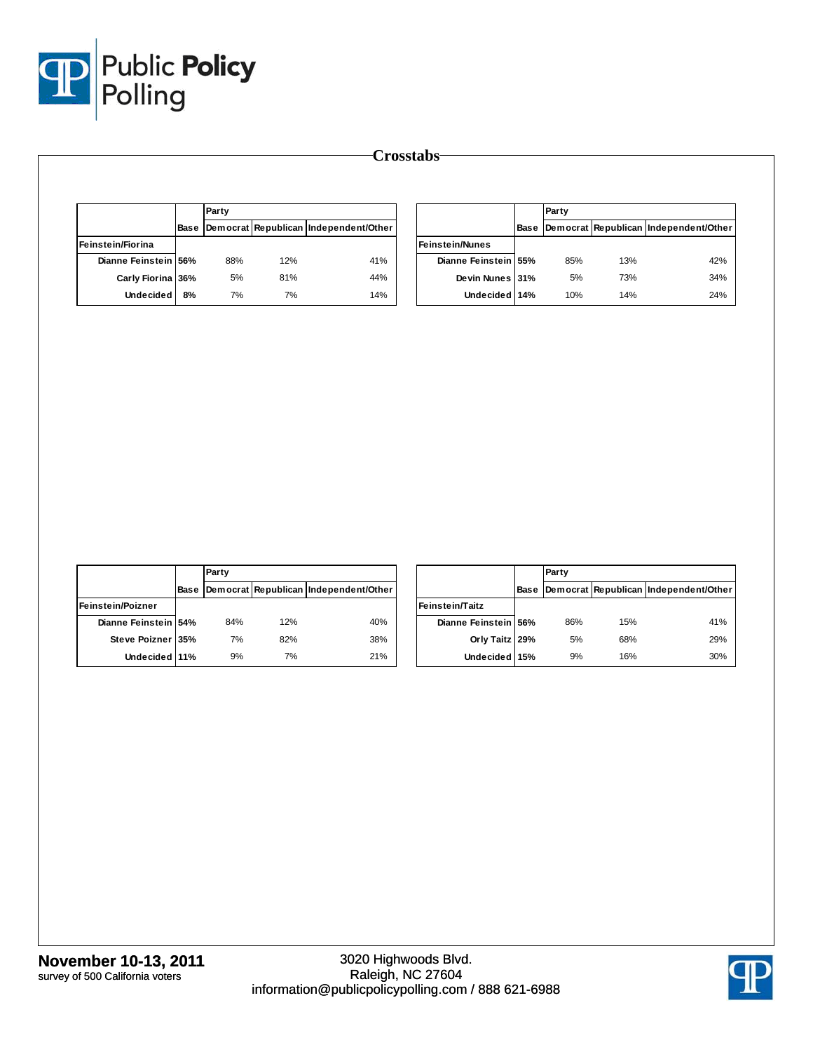# Crosstabs

| | Base | Party | | |
|---|---|---|---|---|
| | | Democrat | Republican | Independent/Other |
| **Feinstein/Fiorina** | | | | |
| Dianne Feinstein | 56% | 88% | 12% | 41% |
| Carly Fiorina | 36% | 5% | 81% | 44% |
| Undecided | 8% | 7% | 7% | 14% |

| | Base | Party | | |
|---|---|---|---|---|
| | | Democrat | Republican | Independent/Other |
| **Feinstein/Nunes** | | | | |
| Dianne Feinstein | 55% | 85% | 13% | 42% |
| Devin Nunes | 31% | 5% | 73% | 34% |
| Undecided | 14% | 10% | 14% | 24% |

| | Base | Party | | |
|---|---|---|---|---|
| | | Democrat | Republican | Independent/Other |
| **Feinstein/Poizner** | | | | |
| Dianne Feinstein | 54% | 84% | 12% | 40% |
| Steve Poizner | 35% | 7% | 82% | 38% |
| Undecided | 11% | 9% | 7% | 21% |

| | Base | Party | | |
|---|---|---|---|---|
| | | Democrat | Republican | Independent/Other |
| **Feinstein/Taitz** | | | | |
| Dianne Feinstein | 56% | 86% | 15% | 41% |
| Orly Taitz | 29% | 5% | 68% | 29% |
| Undecided | 15% | 9% | 16% | 30% |

**November 10-13, 2011**
survey of 500 California voters

3020 Highwoods Blvd.
Raleigh, NC 27604
information@publicpolicypolling.com / 888 621-6988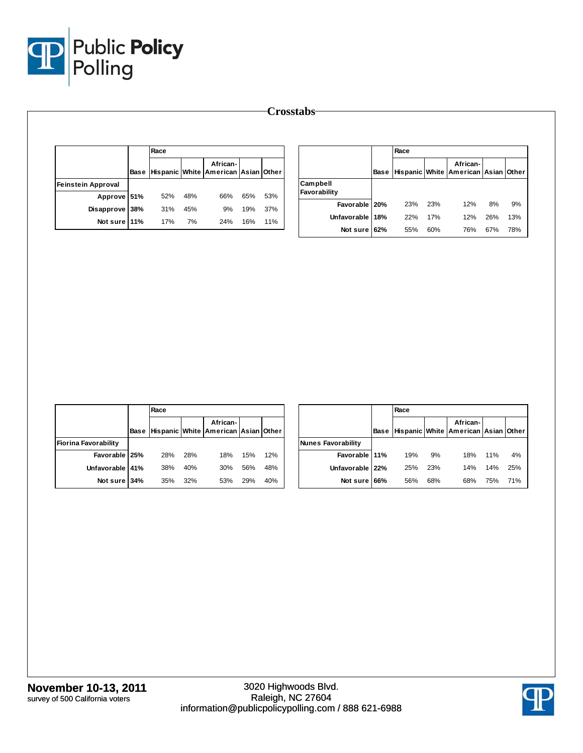# Crosstabs

| | Base | Race | | | | |
|---|---|---|---|---|---|---|
| | | Hispanic | White | African-American | Asian | Other |
| **Feinstein Approval** | | | | | | |
| Approve | 51% | 52% | 48% | 66% | 65% | 53% |
| Disapprove | 38% | 31% | 45% | 9% | 19% | 37% |
| Not sure | 11% | 17% | 7% | 24% | 16% | 11% |

| | Base | Race | | | | |
|---|---|---|---|---|---|---|
| | | Hispanic | White | African-American | Asian | Other |
| **Campbell Favorability** | | | | | | |
| Favorable | 20% | 23% | 23% | 12% | 8% | 9% |
| Unfavorable | 18% | 22% | 17% | 12% | 26% | 13% |
| Not sure | 62% | 55% | 60% | 76% | 67% | 78% |

| | Base | Race | | | | |
|---|---|---|---|---|---|---|
| | | Hispanic | White | African-American | Asian | Other |
| **Fiorina Favorability** | | | | | | |
| Favorable | 25% | 28% | 28% | 18% | 15% | 12% |
| Unfavorable | 41% | 38% | 40% | 30% | 56% | 48% |
| Not sure | 34% | 35% | 32% | 53% | 29% | 40% |

| | Base | Race | | | | |
|---|---|---|---|---|---|---|
| | | Hispanic | White | African-American | Asian | Other |
| **Nunes Favorability** | | | | | | |
| Favorable | 11% | 19% | 9% | 18% | 11% | 4% |
| Unfavorable | 22% | 25% | 23% | 14% | 14% | 25% |
| Not sure | 66% | 56% | 68% | 68% | 75% | 71% |

**November 10-13, 2011**
survey of 500 California voters

3020 Highwoods Blvd.
Raleigh, NC 27604
information@publicpolicypolling.com / 888 621-6988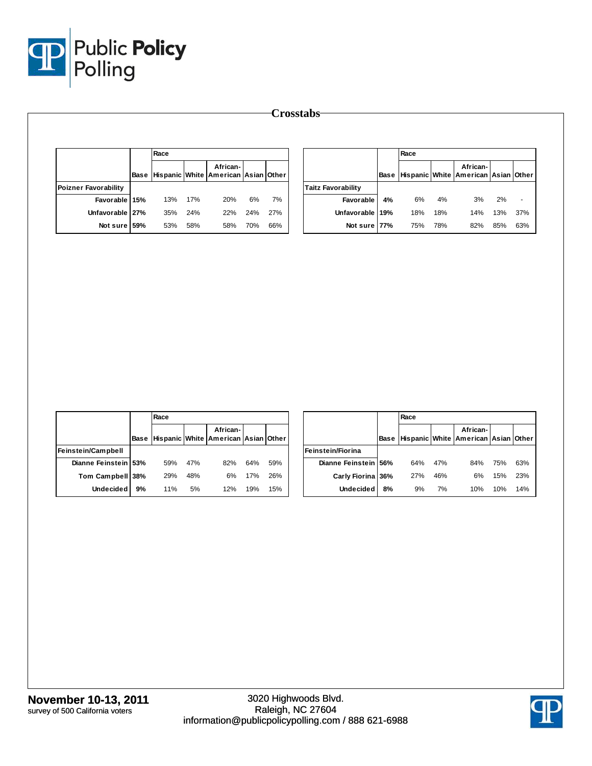# Crosstabs

| | Base | Race | | | | |
|---|---|---|---|---|---|---|
| | | Hispanic | White | African-American | Asian | Other |
| **Poizner Favorability** | | | | | | |
| Favorable | 15% | 13% | 17% | 20% | 6% | 7% |
| Unfavorable | 27% | 35% | 24% | 22% | 24% | 27% |
| Not sure | 59% | 53% | 58% | 58% | 70% | 66% |

| | Base | Race | | | | |
|---|---|---|---|---|---|---|
| | | Hispanic | White | African-American | Asian | Other |
| **Taitz Favorability** | | | | | | |
| Favorable | 4% | 6% | 4% | 3% | 2% | - |
| Unfavorable | 19% | 18% | 18% | 14% | 13% | 37% |
| Not sure | 77% | 75% | 78% | 82% | 85% | 63% |

| | Base | Race | | | | |
|---|---|---|---|---|---|---|
| | | Hispanic | White | African-American | Asian | Other |
| **Feinstein/Campbell** | | | | | | |
| Dianne Feinstein | 53% | 59% | 47% | 82% | 64% | 59% |
| Tom Campbell | 38% | 29% | 48% | 6% | 17% | 26% |
| Undecided | 9% | 11% | 5% | 12% | 19% | 15% |

| | Base | Race | | | | |
|---|---|---|---|---|---|---|
| | | Hispanic | White | African-American | Asian | Other |
| **Feinstein/Fiorina** | | | | | | |
| Dianne Feinstein | 56% | 64% | 47% | 84% | 75% | 63% |
| Carly Fiorina | 36% | 27% | 46% | 6% | 15% | 23% |
| Undecided | 8% | 9% | 7% | 10% | 10% | 14% |

**November 10-13, 2011**
survey of 500 California voters

3020 Highwoods Blvd.
Raleigh, NC 27604
information@publicpolicypolling.com / 888 621-6988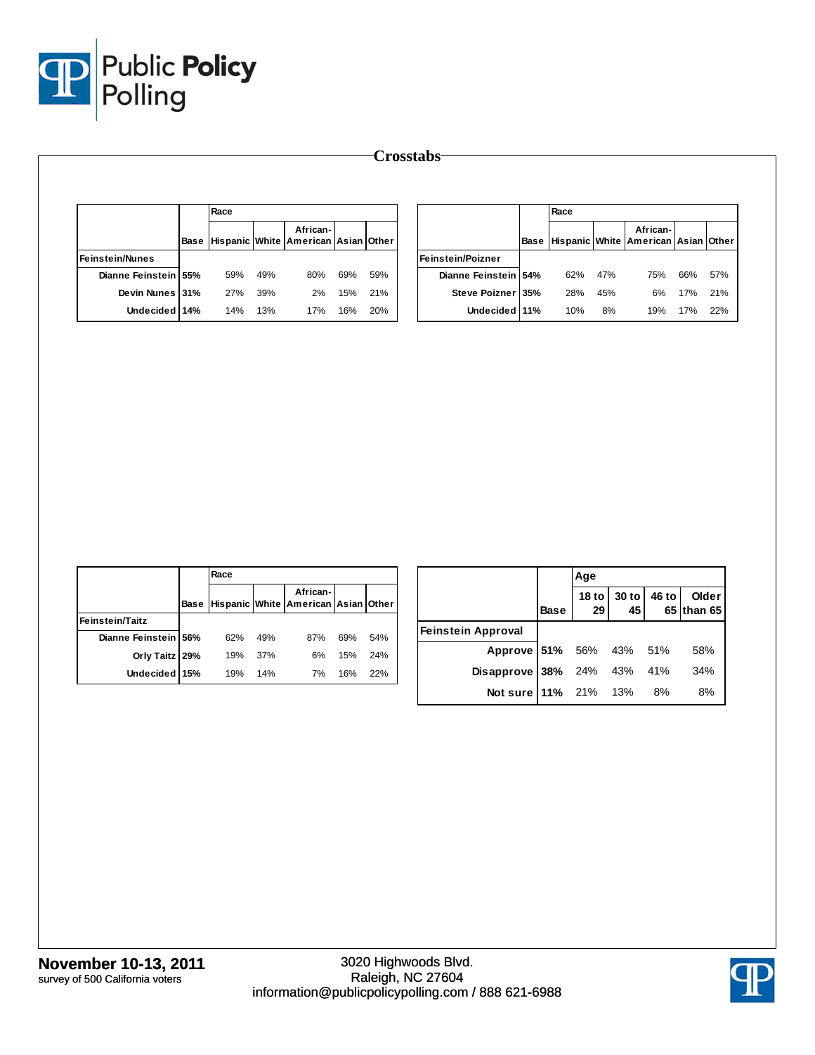# Crosstabs

| | Base | Race | | | | |
|---|---|---|---|---|---|---|
| | | Hispanic | White | African-American | Asian | Other |
| **Feinstein/Nunes** | | | | | | |
| Dianne Feinstein | 55% | 59% | 49% | 80% | 69% | 59% |
| Devin Nunes | 31% | 27% | 39% | 2% | 15% | 21% |
| Undecided | 14% | 14% | 13% | 17% | 16% | 20% |

| | Base | Race | | | | |
|---|---|---|---|---|---|---|
| | | Hispanic | White | African-American | Asian | Other |
| **Feinstein/Poizner** | | | | | | |
| Dianne Feinstein | 54% | 62% | 47% | 75% | 66% | 57% |
| Steve Poizner | 35% | 28% | 45% | 6% | 17% | 21% |
| Undecided | 11% | 10% | 8% | 19% | 17% | 22% |

| | Base | Race | | | | |
|---|---|---|---|---|---|---|
| | | Hispanic | White | African-American | Asian | Other |
| **Feinstein/Taitz** | | | | | | |
| Dianne Feinstein | 56% | 62% | 49% | 87% | 69% | 54% |
| Orly Taitz | 29% | 19% | 37% | 6% | 15% | 24% |
| Undecided | 15% | 19% | 14% | 7% | 16% | 22% |

| | Base | Age | | | |
|---|---|---|---|---|---|
| | | 18 to 29 | 30 to 45 | 46 to 65 | Older than 65 |
| **Feinstein Approval** | | | | | |
| Approve | 51% | 56% | 43% | 51% | 58% |
| Disapprove | 38% | 24% | 43% | 41% | 34% |
| Not sure | 11% | 21% | 13% | 8% | 8% |

**November 10-13, 2011**
survey of 500 California voters

3020 Highwoods Blvd.
Raleigh, NC 27604
information@publicpolicypolling.com / 888 621-6988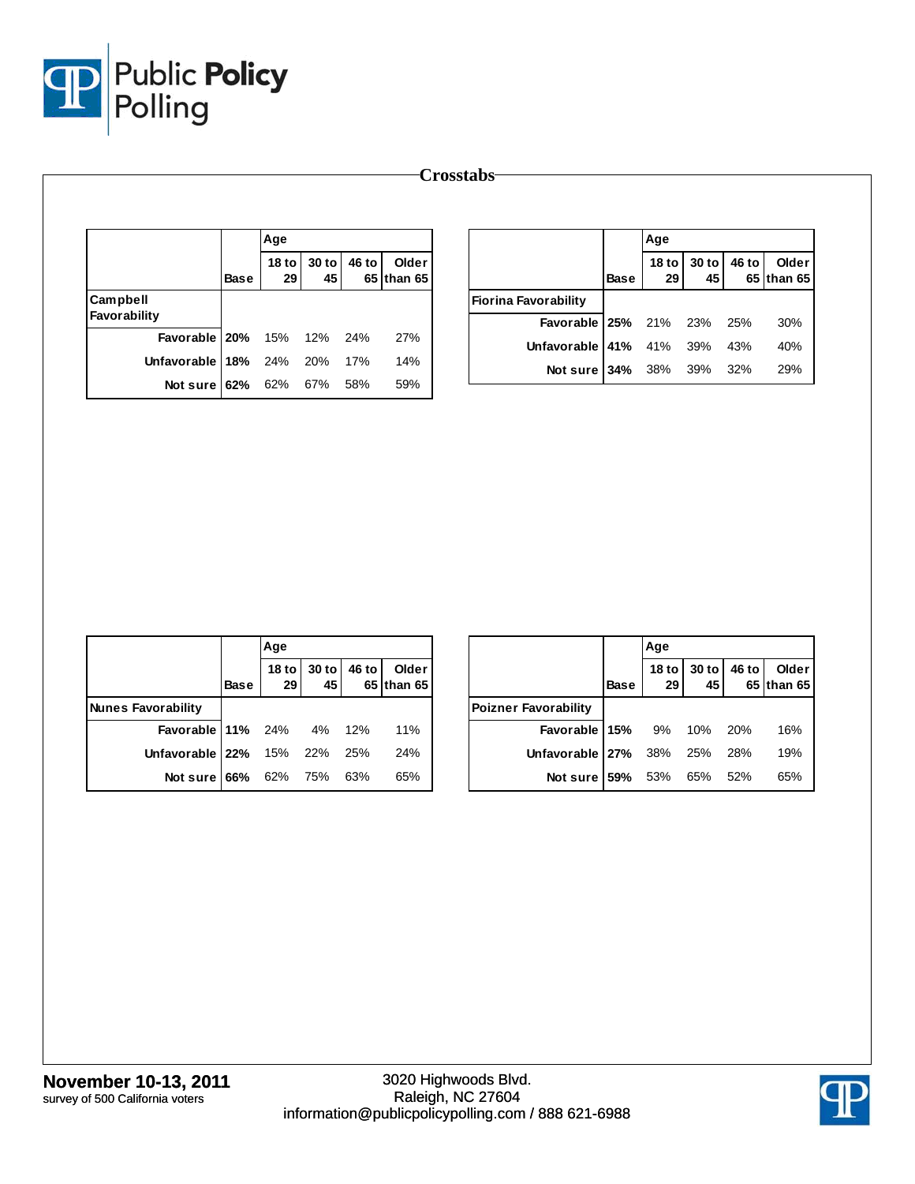# Crosstabs

| | Base | Age | | | |
|---|---|---|---|---|---|
| | | 18 to 29 | 30 to 45 | 46 to 65 | Older than 65 |
| **Campbell Favorability** | | | | | |
| Favorable | 20% | 15% | 12% | 24% | 27% |
| Unfavorable | 18% | 24% | 20% | 17% | 14% |
| Not sure | 62% | 62% | 67% | 58% | 59% |

| | Base | Age | | | |
|---|---|---|---|---|---|
| | | 18 to 29 | 30 to 45 | 46 to 65 | Older than 65 |
| **Fiorina Favorability** | | | | | |
| Favorable | 25% | 21% | 23% | 25% | 30% |
| Unfavorable | 41% | 41% | 39% | 43% | 40% |
| Not sure | 34% | 38% | 39% | 32% | 29% |

| | Base | Age | | | |
|---|---|---|---|---|---|
| | | 18 to 29 | 30 to 45 | 46 to 65 | Older than 65 |
| **Nunes Favorability** | | | | | |
| Favorable | 11% | 24% | 4% | 12% | 11% |
| Unfavorable | 22% | 15% | 22% | 25% | 24% |
| Not sure | 66% | 62% | 75% | 63% | 65% |

| | Base | Age | | | |
|---|---|---|---|---|---|
| | | 18 to 29 | 30 to 45 | 46 to 65 | Older than 65 |
| **Poizner Favorability** | | | | | |
| Favorable | 15% | 9% | 10% | 20% | 16% |
| Unfavorable | 27% | 38% | 25% | 28% | 19% |
| Not sure | 59% | 53% | 65% | 52% | 65% |

**November 10-13, 2011**
survey of 500 California voters

3020 Highwoods Blvd.
Raleigh, NC 27604
information@publicpolicypolling.com / 888 621-6988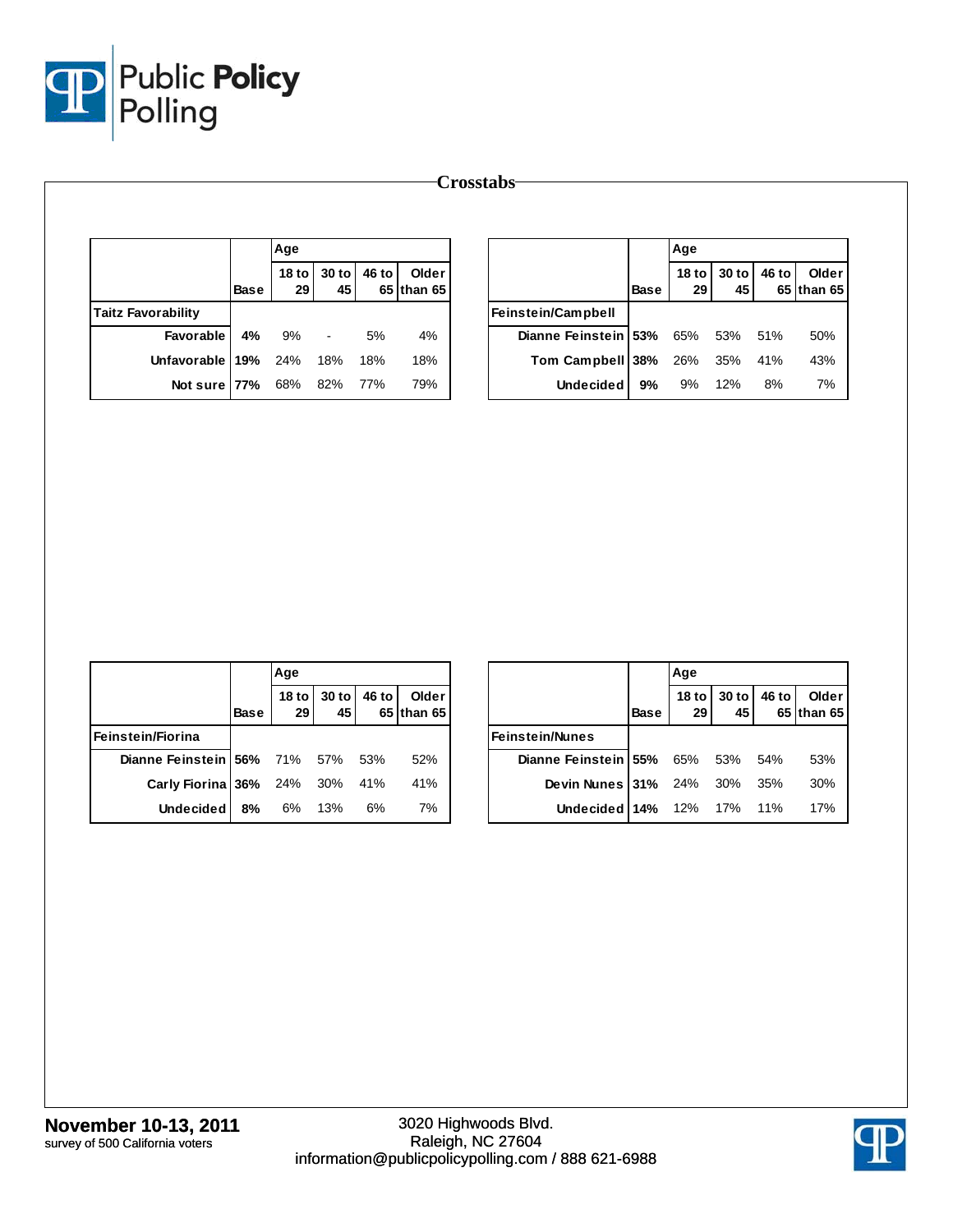# Crosstabs

| | Base | Age | | | |
|---|---|---|---|---|---|
| | | 18 to 29 | 30 to 45 | 46 to 65 | Older than 65 |
| **Taitz Favorability** | | | | | |
| Favorable | 4% | 9% | - | 5% | 4% |
| Unfavorable | 19% | 24% | 18% | 18% | 18% |
| Not sure | 77% | 68% | 82% | 77% | 79% |

| | Base | Age | | | |
|---|---|---|---|---|---|
| | | 18 to 29 | 30 to 45 | 46 to 65 | Older than 65 |
| **Feinstein/Campbell** | | | | | |
| Dianne Feinstein | 53% | 65% | 53% | 51% | 50% |
| Tom Campbell | 38% | 26% | 35% | 41% | 43% |
| Undecided | 9% | 9% | 12% | 8% | 7% |

| | Base | Age | | | |
|---|---|---|---|---|---|
| | | 18 to 29 | 30 to 45 | 46 to 65 | Older than 65 |
| **Feinstein/Fiorina** | | | | | |
| Dianne Feinstein | 56% | 71% | 57% | 53% | 52% |
| Carly Fiorina | 36% | 24% | 30% | 41% | 41% |
| Undecided | 8% | 6% | 13% | 6% | 7% |

| | Base | Age | | | |
|---|---|---|---|---|---|
| | | 18 to 29 | 30 to 45 | 46 to 65 | Older than 65 |
| **Feinstein/Nunes** | | | | | |
| Dianne Feinstein | 55% | 65% | 53% | 54% | 53% |
| Devin Nunes | 31% | 24% | 30% | 35% | 30% |
| Undecided | 14% | 12% | 17% | 11% | 17% |

**November 10-13, 2011**
survey of 500 California voters

3020 Highwoods Blvd.
Raleigh, NC 27604
information@publicpolicypolling.com / 888 621-6988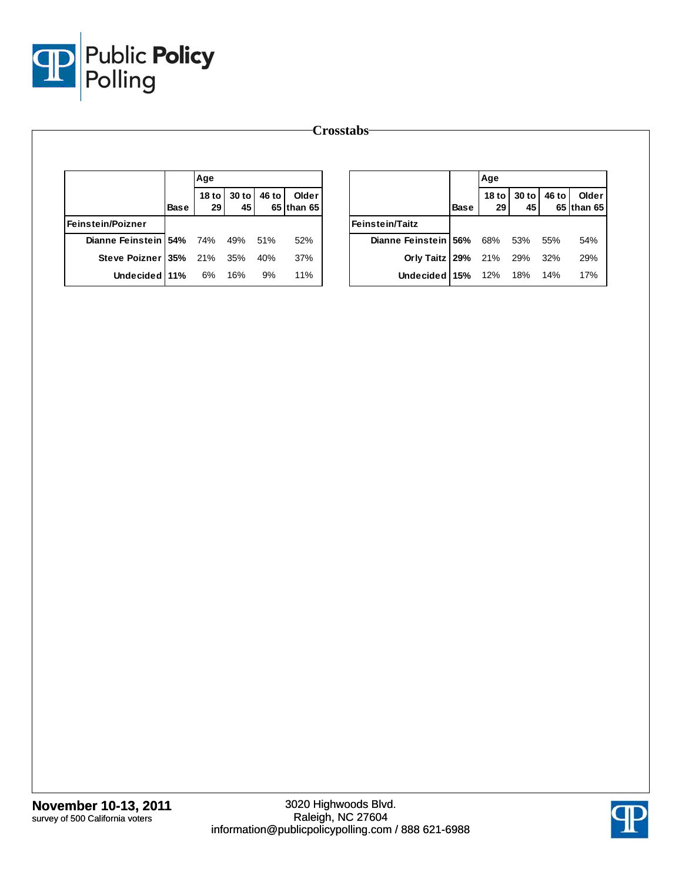## Crosstabs

| | Base | Age | | | |
|---|---|---|---|---|---|
| | | 18 to 29 | 30 to 45 | 46 to 65 | Older than 65 |
| **Feinstein/Poizner** | | | | | |
| Dianne Feinstein | **54%** | 74% | 49% | 51% | 52% |
| Steve Poizner | **35%** | 21% | 35% | 40% | 37% |
| Undecided | **11%** | 6% | 16% | 9% | 11% |

| | Base | Age | | | |
|---|---|---|---|---|---|
| | | 18 to 29 | 30 to 45 | 46 to 65 | Older than 65 |
| **Feinstein/Taitz** | | | | | |
| Dianne Feinstein | **56%** | 68% | 53% | 55% | 54% |
| Orly Taitz | **29%** | 21% | 29% | 32% | 29% |
| Undecided | **15%** | 12% | 18% | 14% | 17% |

**November 10-13, 2011**
survey of 500 California voters

3020 Highwoods Blvd.
Raleigh, NC 27604
information@publicpolicypolling.com / 888 621-6988